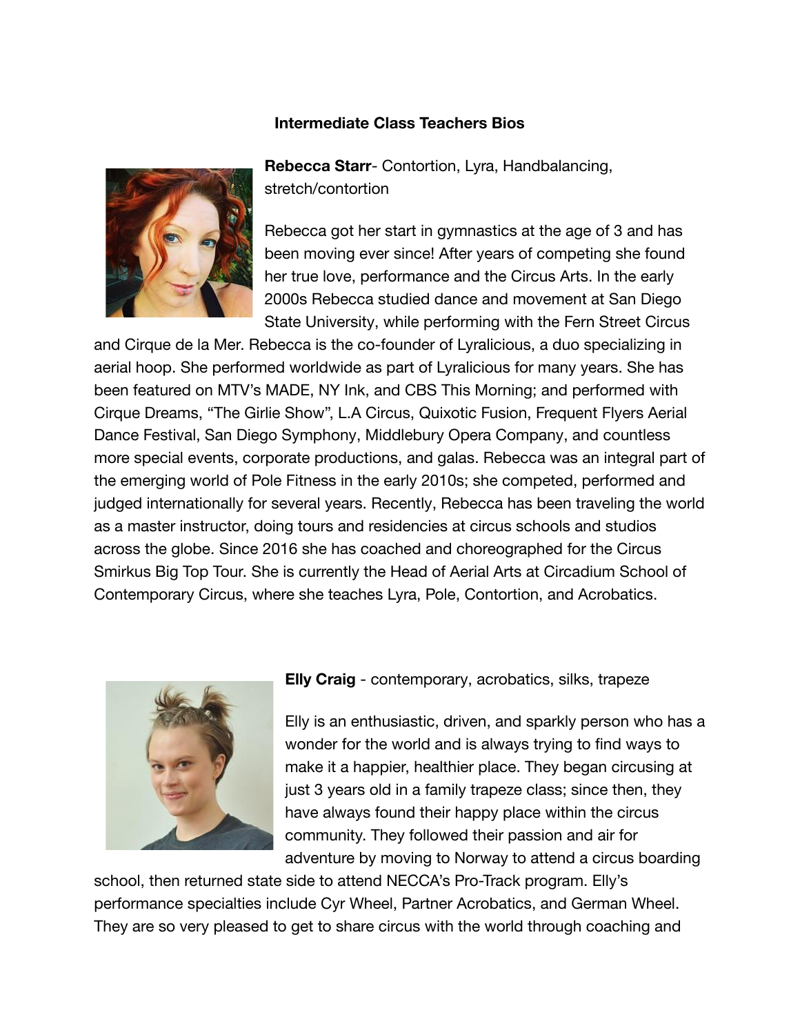**Intermediate Class Teachers Bios**

**Rebecca Starr**- Contortion, Lyra, Handbalancing, stretch/contortion

Rebecca got her start in gymnastics at the age of 3 and has been moving ever since! After years of competing she found her true love, performance and the Circus Arts. In the early 2000s Rebecca studied dance and movement at San Diego State University, while performing with the Fern Street Circus and Cirque de la Mer. Rebecca is the co-founder of Lyralicious, a duo specializing in aerial hoop. She performed worldwide as part of Lyralicious for many years. She has been featured on MTV's MADE, NY Ink, and CBS This Morning; and performed with Cirque Dreams, "The Girlie Show", L.A Circus, Quixotic Fusion, Frequent Flyers Aerial Dance Festival, San Diego Symphony, Middlebury Opera Company, and countless more special events, corporate productions, and galas. Rebecca was an integral part of the emerging world of Pole Fitness in the early 2010s; she competed, performed and judged internationally for several years. Recently, Rebecca has been traveling the world as a master instructor, doing tours and residencies at circus schools and studios across the globe. Since 2016 she has coached and choreographed for the Circus Smirkus Big Top Tour. She is currently the Head of Aerial Arts at Circadium School of Contemporary Circus, where she teaches Lyra, Pole, Contortion, and Acrobatics.

**Elly Craig** - contemporary, acrobatics, silks, trapeze

Elly is an enthusiastic, driven, and sparkly person who has a wonder for the world and is always trying to find ways to make it a happier, healthier place. They began circusing at just 3 years old in a family trapeze class; since then, they have always found their happy place within the circus community. They followed their passion and air for adventure by moving to Norway to attend a circus boarding school, then returned state side to attend NECCA's Pro-Track program. Elly's performance specialties include Cyr Wheel, Partner Acrobatics, and German Wheel. They are so very pleased to get to share circus with the world through coaching and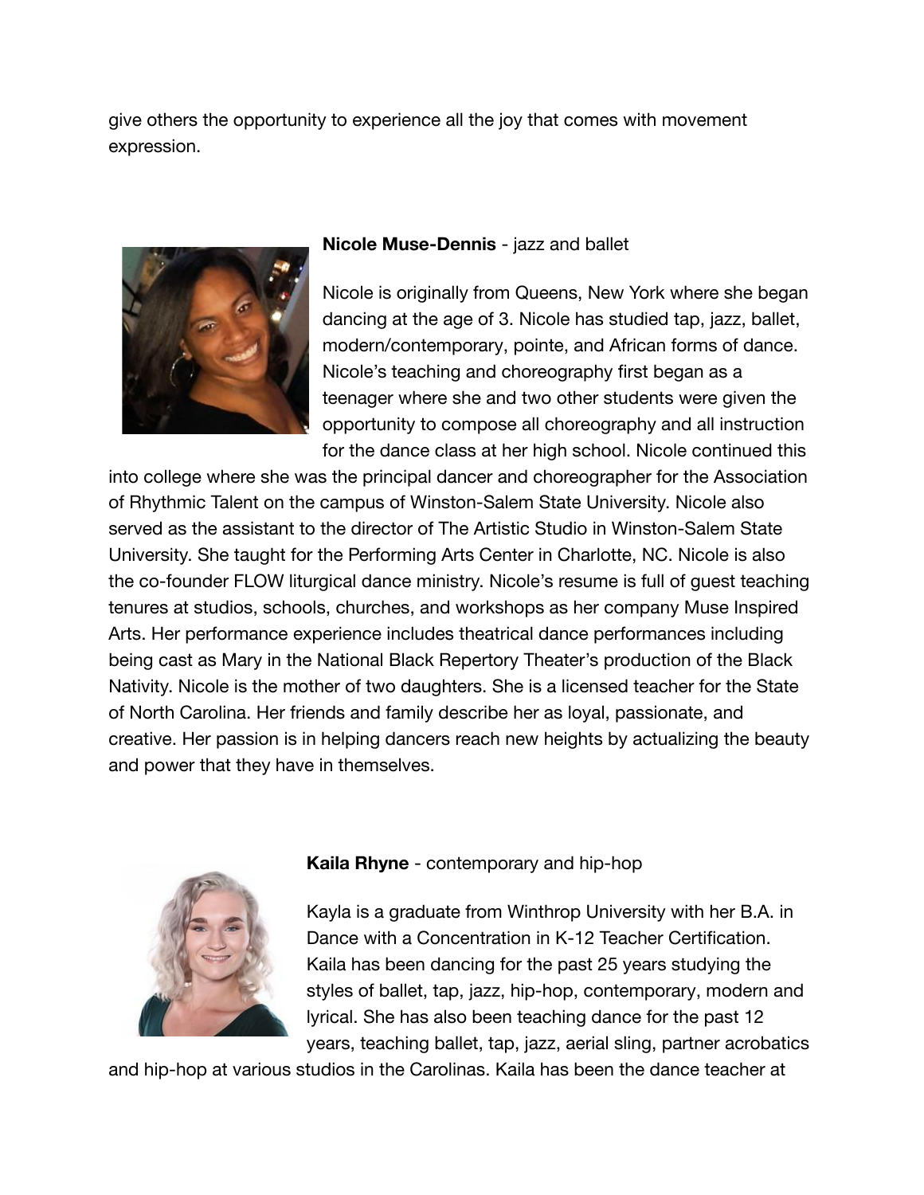give others the opportunity to experience all the joy that comes with movement expression.

**Nicole Muse-Dennis** - jazz and ballet

Nicole is originally from Queens, New York where she began dancing at the age of 3. Nicole has studied tap, jazz, ballet, modern/contemporary, pointe, and African forms of dance. Nicole's teaching and choreography first began as a teenager where she and two other students were given the opportunity to compose all choreography and all instruction for the dance class at her high school. Nicole continued this into college where she was the principal dancer and choreographer for the Association of Rhythmic Talent on the campus of Winston-Salem State University. Nicole also served as the assistant to the director of The Artistic Studio in Winston-Salem State University. She taught for the Performing Arts Center in Charlotte, NC. Nicole is also the co-founder FLOW liturgical dance ministry. Nicole's resume is full of guest teaching tenures at studios, schools, churches, and workshops as her company Muse Inspired Arts. Her performance experience includes theatrical dance performances including being cast as Mary in the National Black Repertory Theater's production of the Black Nativity. Nicole is the mother of two daughters. She is a licensed teacher for the State of North Carolina. Her friends and family describe her as loyal, passionate, and creative. Her passion is in helping dancers reach new heights by actualizing the beauty and power that they have in themselves.

**Kaila Rhyne** - contemporary and hip-hop

Kayla is a graduate from Winthrop University with her B.A. in Dance with a Concentration in K-12 Teacher Certification. Kaila has been dancing for the past 25 years studying the styles of ballet, tap, jazz, hip-hop, contemporary, modern and lyrical. She has also been teaching dance for the past 12 years, teaching ballet, tap, jazz, aerial sling, partner acrobatics and hip-hop at various studios in the Carolinas. Kaila has been the dance teacher at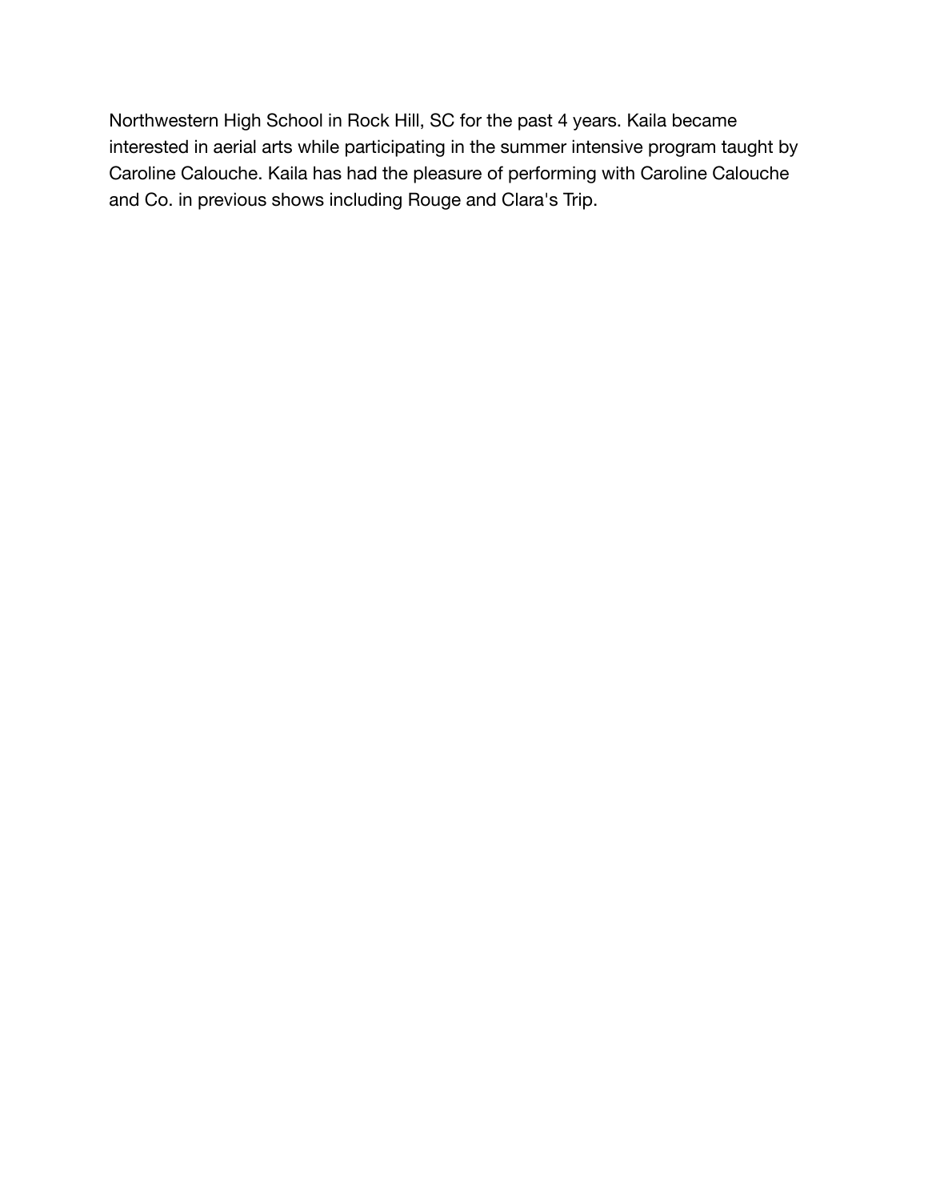Northwestern High School in Rock Hill, SC for the past 4 years. Kaila became interested in aerial arts while participating in the summer intensive program taught by Caroline Calouche. Kaila has had the pleasure of performing with Caroline Calouche and Co. in previous shows including Rouge and Clara's Trip.